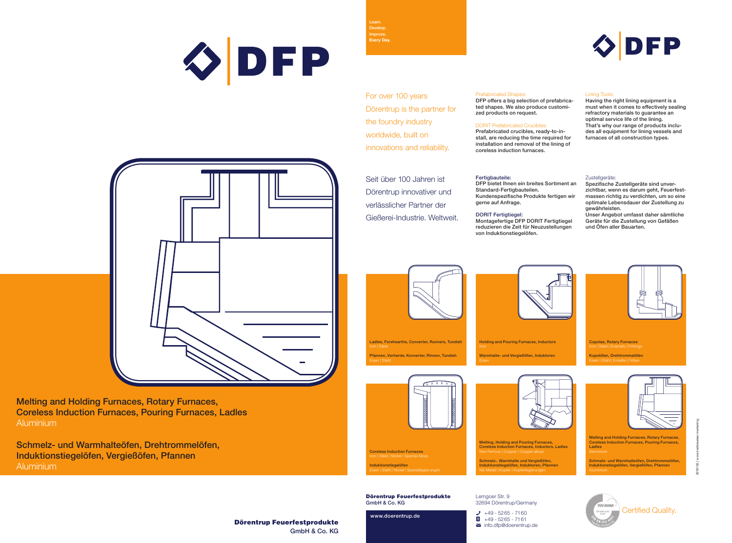# DFP

## Melting and Holding Furnaces, Rotary Furnaces, Coreless Induction Furnaces, Pouring Furnaces, Ladles

Aluminium

## Schmelz- und Warmhalteöfen, Drehtrommelöfen, Induktionstiegelöfen, Vergießöfen, Pfannen

Aluminium

**Dörentrup Feuerfestprodukte**
GmbH & Co. KG

Learn.
Develop.
Improve.
Every Day.

For over 100 years Dörentrup is the partner for the foundry industry worldwide, built on innovations and reliability.

Seit über 100 Jahren ist Dörentrup innovativer und verlässlicher Partner der Gießerei-Industrie. Weltweit.

Prefabricated Shapes:
DFP offers a big selection of prefabricated shapes. We also produce customized products on request.

DORIT Prefabricated Crucibles:
Prefabricated crucibles, ready-to-install, are reducing the time required for installation and removal of the lining of coreless induction furnaces.

**Fertigbauteile:**
DFP bietet Ihnen ein breites Sortiment an Standard-Fertigbauteilen. Kundenspezifische Produkte fertigen wir gerne auf Anfrage.

**DORIT Fertigtiegel:**
Montagefertige DFP DORIT Fertigtiegel reduzieren die Zeit für Neuzustellungen von Induktionstiegelöfen.

Lining Tools:
Having the right lining equipment is a must when it comes to effectively sealing refractory materials to guarantee an optimal service life of the lining. That's why our range of products includes all equipment for lining vessels and furnaces of all construction types.

Zustellgeräte:
Spezifische Zustellgeräte sind unverzichtbar, wenn es darum geht, Feuerfestmassen richtig zu verdichten, um so eine optimale Lebensdauer der Zustellung zu gewährleisten.
Unser Angebot umfasst daher sämtliche Geräte für die Zustellung von Gefäßen und Öfen aller Bauarten.

**Ladles, Forehearths, Converter, Runners, Tundish**
Iron | Steel

**Pfannen, Vorherde, Konverter, Rinnen, Tundish**
Eisen | Stahl

**Holding and Pouring Furnaces, Inductors**
Iron

**Warmhalte- und Vergießöfen, Induktoren**
Eisen

**Cupolas, Rotary Furnaces**
Iron | Steel | Enamels | Frittings

**Kupolöfen, Drehtrommelöfen**
Eisen | Stahl | Emaille | Fritten

**Coreless Induction Furnaces**
Iron | Steel | Nickel | Special Alloys

**Induktionstiegelöfen**
Eisen | Stahl | Nickel | Speziallegierungen

**Melting, Holding and Pouring Furnaces, Coreless Induction Furnaces, Inductors, Ladles**
Non Ferrous | Copper | Copper alloys

**Schmelz-, Warmhalte und Vergießöfen, Induktionstiegelöfen, Induktoren, Pfannen**
NE-Metall | Kupfer | Kupferlegierungen

**Melting and Holding Furnaces, Rotary Furnaces, Coreless Induction Furnaces, Pouring Furnaces, Ladles**
Aluminium

**Schmelz- und Warmhalteöfen, Drehtrommelöfen, Induktionstiegelöfen, Vergießöfen, Pfannen**
Aluminium

**Dörentrup Feuerfestprodukte**
GmbH & Co. KG

www.doerentrup.de

Lemgoer Str. 9
32694 Dörentrup/Germany

+49 - 5265 - 7160
+49 - 5265 - 7161
info.dfp@doerentrup.de

Certified Quality.

2016135 | www.trailbreaker.marketing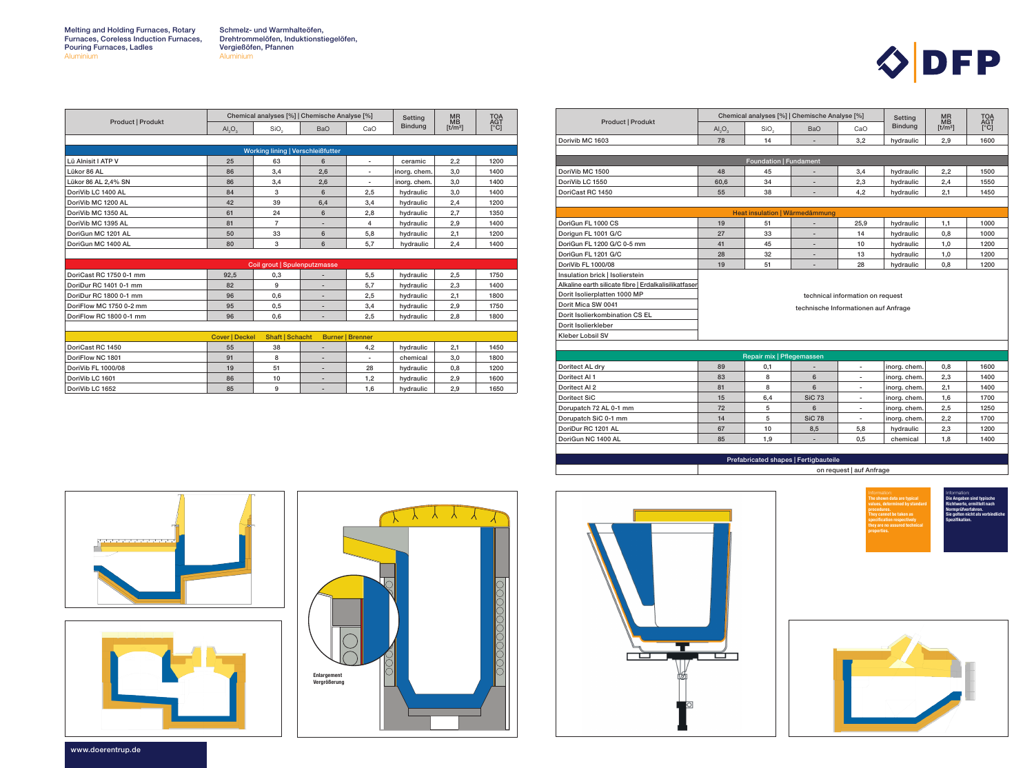Melting and Holding Furnaces, Rotary Furnaces, Coreless Induction Furnaces, Pouring Furnaces, Ladles
Aluminium

Schmelz- und Warmhalteöfen, Drehtrommelöfen, Induktionstiegelöfen, Vergießöfen, Pfannen
Aluminium

| Product \| Produkt | Chemical analyses [%] \| Chemische Analyse [%] | | | | Setting Bindung | MR MB [t/m³] | TOA AGT [°C] |
|---|---|---|---|---|---|---|---|
| | $Al_2O_3$ | $SiO_2$ | BaO | CaO | | | |
| **Working lining \| Verschleißfutter** | | | | | | | |
| Lü Alnisit I ATP V | 25 | 63 | 6 | - | ceramic | 2,2 | 1200 |
| Lükor 86 AL | 86 | 3,4 | 2,6 | - | inorg. chem. | 3,0 | 1400 |
| Lükor 86 AL 2,4% SN | 86 | 3,4 | 2,6 | - | inorg. chem. | 3,0 | 1400 |
| DoriVib LC 1400 AL | 84 | 3 | 6 | 2,5 | hydraulic | 3,0 | 1400 |
| DoriVib MC 1200 AL | 42 | 39 | 6,4 | 3,4 | hydraulic | 2,4 | 1200 |
| DoriVib MC 1350 AL | 61 | 24 | 6 | 2,8 | hydraulic | 2,7 | 1350 |
| DoriVib MC 1395 AL | 81 | 7 | - | 4 | hydraulic | 2,9 | 1400 |
| DoriGun MC 1201 AL | 50 | 33 | 6 | 5,8 | hydraulic | 2,1 | 1200 |
| DoriGun MC 1400 AL | 80 | 3 | 6 | 5,7 | hydraulic | 2,4 | 1400 |
| **Coil grout \| Spulenputzmasse** | | | | | | | |
| DoriCast RC 1750 0-1 mm | 92,5 | 0,3 | - | 5,5 | hydraulic | 2,5 | 1750 |
| DoriDur RC 1401 0-1 mm | 82 | 9 | - | 5,7 | hydraulic | 2,3 | 1400 |
| DoriDur RC 1800 0-1 mm | 96 | 0,6 | - | 2,5 | hydraulic | 2,1 | 1800 |
| DoriFlow MC 1750 0-2 mm | 95 | 0,5 | - | 3,4 | hydraulic | 2,9 | 1750 |
| DoriFlow RC 1800 0-1 mm | 96 | 0,6 | - | 2,5 | hydraulic | 2,8 | 1800 |
| **Cover \| Deckel — Shaft \| Schacht — Burner \| Brenner** | | | | | | | |
| DoriCast RC 1450 | 55 | 38 | - | 4,2 | hydraulic | 2,1 | 1450 |
| DoriFlow NC 1801 | 91 | 8 | - | - | chemical | 3,0 | 1800 |
| DoriVib FL 1000/08 | 19 | 51 | - | 28 | hydraulic | 0,8 | 1200 |
| DoriVib LC 1601 | 86 | 10 | - | 1,2 | hydraulic | 2,9 | 1600 |
| DoriVib LC 1652 | 85 | 9 | - | 1,6 | hydraulic | 2,9 | 1650 |

| Product \| Produkt | Chemical analyses [%] \| Chemische Analyse [%] | | | | Setting Bindung | MR MB [t/m³] | TOA AGT [°C] |
|---|---|---|---|---|---|---|---|
| | $Al_2O_3$ | $SiO_2$ | BaO | CaO | | | |
| Dorivib MC 1603 | 78 | 14 | - | 3,2 | hydraulic | 2,9 | 1600 |
| **Foundation \| Fundament** | | | | | | | |
| DoriVib MC 1500 | 48 | 45 | - | 3,4 | hydraulic | 2,2 | 1500 |
| DoriVib LC 1550 | 60,6 | 34 | - | 2,3 | hydraulic | 2,4 | 1550 |
| DoriCast RC 1450 | 55 | 38 | - | 4,2 | hydraulic | 2,1 | 1450 |
| **Heat insulation \| Wärmedämmung** | | | | | | | |
| DoriGun FL 1000 CS | 19 | 51 | - | 25,9 | hydraulic | 1,1 | 1000 |
| Dorigun FL 1001 G/C | 27 | 33 | - | 14 | hydraulic | 0,8 | 1000 |
| DoriGun FL 1200 G/C 0-5 mm | 41 | 45 | - | 10 | hydraulic | 1,0 | 1200 |
| DoriGun FL 1201 G/C | 28 | 32 | - | 13 | hydraulic | 1,0 | 1200 |
| DoriVib FL 1000/08 | 19 | 51 | - | 28 | hydraulic | 0,8 | 1200 |
| Insulation brick \| Isolierstein | technical information on request / technische Informationen auf Anfrage | | | | | | |
| Alkaline earth silicate fibre \| Erdalkalisilikatfaser | | | | | | | |
| Dorit Isolierplatten 1000 MP | | | | | | | |
| Dorit Mica SW 0041 | | | | | | | |
| Dorit Isolierkombination CS EL | | | | | | | |
| Dorit Isolierkleber | | | | | | | |
| Kleber Lobsil SV | | | | | | | |
| **Repair mix \| Pflegemassen** | | | | | | | |
| Doritect AL dry | 89 | 0,1 | - | - | inorg. chem. | 0,8 | 1600 |
| Doritect Al 1 | 83 | 8 | 6 | - | inorg. chem. | 2,3 | 1400 |
| Doritect Al 2 | 81 | 8 | 6 | - | inorg. chem. | 2,1 | 1400 |
| Doritect SiC | 15 | 6,4 | SiC 73 | - | inorg. chem. | 1,6 | 1700 |
| Dorupatch 72 AL 0-1 mm | 72 | 5 | 6 | - | inorg. chem. | 2,5 | 1250 |
| Dorupatch SiC 0-1 mm | 14 | 5 | SiC 78 | - | inorg. chem. | 2,2 | 1700 |
| DoriDur RC 1201 AL | 67 | 10 | 8,5 | 5,8 | hydraulic | 2,3 | 1200 |
| DoriGun NC 1400 AL | 85 | 1,9 | - | 0,5 | chemical | 1,8 | 1400 |
| **Prefabricated shapes \| Fertigbauteile** | on request \| auf Anfrage | | | | | | |

Enlargement
Vergrößerung

Information:
The shown data are typical values, determined by standard procedures.
They cannot be taken as specification respectively they are no assured technical properties.

Information:
Die Angaben sind typische Richtwerte, ermittelt nach Normprüfverfahren.
Sie gelten nicht als verbindliche Spezifikation.

www.doerentrup.de